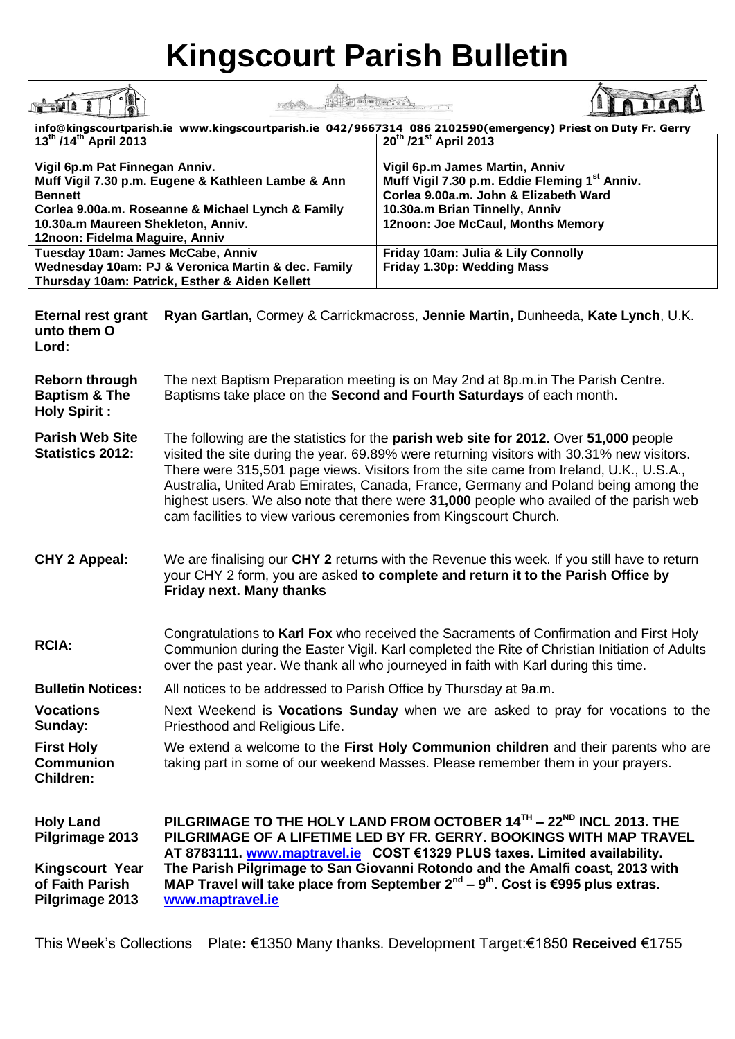# Kingscourt Parish Bulletin

info@kingscourtparish.ie www.kingscourtparish.ie 042/9667314 086 2102590(emergency) Priest on Duty Fr. Gerry

| 13th /14th April 2013 | 20th /21st April 2013 |
|---|---|
| **Vigil 6p.m Pat Finnegan Anniv.**<br>**Muff Vigil 7.30 p.m. Eugene & Kathleen Lambe & Ann Bennett**<br>**Corlea 9.00a.m. Roseanne & Michael Lynch & Family**<br>**10.30a.m Maureen Shekleton, Anniv.**<br>**12noon: Fidelma Maguire, Anniv** | **Vigil 6p.m James Martin, Anniv**<br>**Muff Vigil 7.30 p.m. Eddie Fleming 1st Anniv.**<br>**Corlea 9.00a.m. John & Elizabeth Ward**<br>**10.30a.m Brian Tinnelly, Anniv**<br>**12noon: Joe McCaul, Months Memory** |
| **Tuesday 10am: James McCabe, Anniv**<br>**Wednesday 10am: PJ & Veronica Martin & dec. Family**<br>**Thursday 10am: Patrick, Esther & Aiden Kellett** | **Friday 10am: Julia & Lily Connolly**<br>**Friday 1.30p: Wedding Mass** |

**Eternal rest grant unto them O Lord:** **Ryan Gartlan,** Cormey & Carrickmacross, **Jennie Martin,** Dunheeda, **Kate Lynch**, U.K.

**Reborn through Baptism & The Holy Spirit :** The next Baptism Preparation meeting is on May 2nd at 8p.m.in The Parish Centre. Baptisms take place on the **Second and Fourth Saturdays** of each month.

**Parish Web Site Statistics 2012:** The following are the statistics for the **parish web site for 2012.** Over **51,000** people visited the site during the year. 69.89% were returning visitors with 30.31% new visitors. There were 315,501 page views. Visitors from the site came from Ireland, U.K., U.S.A., Australia, United Arab Emirates, Canada, France, Germany and Poland being among the highest users. We also note that there were **31,000** people who availed of the parish web cam facilities to view various ceremonies from Kingscourt Church.

**CHY 2 Appeal:** We are finalising our **CHY 2** returns with the Revenue this week. If you still have to return your CHY 2 form, you are asked **to complete and return it to the Parish Office by Friday next. Many thanks**

**RCIA:** Congratulations to **Karl Fox** who received the Sacraments of Confirmation and First Holy Communion during the Easter Vigil. Karl completed the Rite of Christian Initiation of Adults over the past year. We thank all who journeyed in faith with Karl during this time.

**Bulletin Notices:** All notices to be addressed to Parish Office by Thursday at 9a.m.

**Vocations Sunday:** Next Weekend is **Vocations Sunday** when we are asked to pray for vocations to the Priesthood and Religious Life.

**First Holy Communion Children:** We extend a welcome to the **First Holy Communion children** and their parents who are taking part in some of our weekend Masses. Please remember them in your prayers.

**Holy Land Pilgrimage 2013** **PILGRIMAGE TO THE HOLY LAND FROM OCTOBER 14TH – 22ND INCL 2013. THE PILGRIMAGE OF A LIFETIME LED BY FR. GERRY. BOOKINGS WITH MAP TRAVEL AT 8783111. www.maptravel.ie COST €1329 PLUS taxes. Limited availability.**

**Kingscourt Year of Faith Parish Pilgrimage 2013** **The Parish Pilgrimage to San Giovanni Rotondo and the Amalfi coast, 2013 with MAP Travel will take place from September 2nd – 9th. Cost is €995 plus extras. www.maptravel.ie**

This Week's Collections Plate**:** €1350 Many thanks. Development Target:€1850 **Received** €1755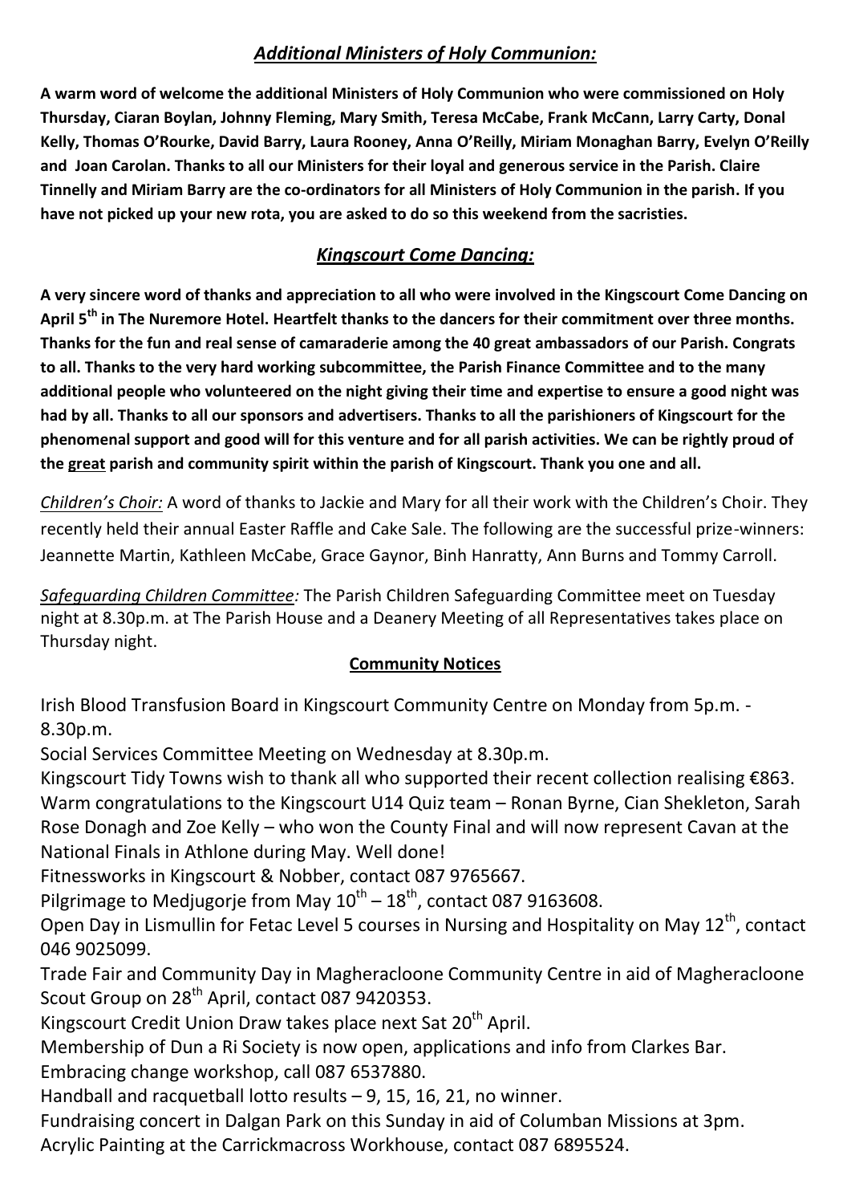## *Additional Ministers of Holy Communion:*

**A warm word of welcome the additional Ministers of Holy Communion who were commissioned on Holy Thursday, Ciaran Boylan, Johnny Fleming, Mary Smith, Teresa McCabe, Frank McCann, Larry Carty, Donal Kelly, Thomas O'Rourke, David Barry, Laura Rooney, Anna O'Reilly, Miriam Monaghan Barry, Evelyn O'Reilly and Joan Carolan. Thanks to all our Ministers for their loyal and generous service in the Parish. Claire Tinnelly and Miriam Barry are the co-ordinators for all Ministers of Holy Communion in the parish. If you have not picked up your new rota, you are asked to do so this weekend from the sacristies.**

## *Kingscourt Come Dancing:*

**A very sincere word of thanks and appreciation to all who were involved in the Kingscourt Come Dancing on April 5th in The Nuremore Hotel. Heartfelt thanks to the dancers for their commitment over three months. Thanks for the fun and real sense of camaraderie among the 40 great ambassadors of our Parish. Congrats to all. Thanks to the very hard working subcommittee, the Parish Finance Committee and to the many additional people who volunteered on the night giving their time and expertise to ensure a good night was had by all. Thanks to all our sponsors and advertisers. Thanks to all the parishioners of Kingscourt for the phenomenal support and good will for this venture and for all parish activities. We can be rightly proud of the great parish and community spirit within the parish of Kingscourt. Thank you one and all.**

*Children's Choir:* A word of thanks to Jackie and Mary for all their work with the Children's Choir. They recently held their annual Easter Raffle and Cake Sale. The following are the successful prize-winners: Jeannette Martin, Kathleen McCabe, Grace Gaynor, Binh Hanratty, Ann Burns and Tommy Carroll.

*Safeguarding Children Committee:* The Parish Children Safeguarding Committee meet on Tuesday night at 8.30p.m. at The Parish House and a Deanery Meeting of all Representatives takes place on Thursday night.

### Community Notices

Irish Blood Transfusion Board in Kingscourt Community Centre on Monday from 5p.m. - 8.30p.m.

Social Services Committee Meeting on Wednesday at 8.30p.m.

Kingscourt Tidy Towns wish to thank all who supported their recent collection realising €863.

Warm congratulations to the Kingscourt U14 Quiz team – Ronan Byrne, Cian Shekleton, Sarah Rose Donagh and Zoe Kelly – who won the County Final and will now represent Cavan at the National Finals in Athlone during May. Well done!

Fitnessworks in Kingscourt & Nobber, contact 087 9765667.

Pilgrimage to Medjugorje from May 10th – 18th, contact 087 9163608.

Open Day in Lismullin for Fetac Level 5 courses in Nursing and Hospitality on May 12th, contact 046 9025099.

Trade Fair and Community Day in Magheracloone Community Centre in aid of Magheracloone Scout Group on 28th April, contact 087 9420353.

Kingscourt Credit Union Draw takes place next Sat 20th April.

Membership of Dun a Ri Society is now open, applications and info from Clarkes Bar.

Embracing change workshop, call 087 6537880.

Handball and racquetball lotto results – 9, 15, 16, 21, no winner.

Fundraising concert in Dalgan Park on this Sunday in aid of Columban Missions at 3pm.

Acrylic Painting at the Carrickmacross Workhouse, contact 087 6895524.